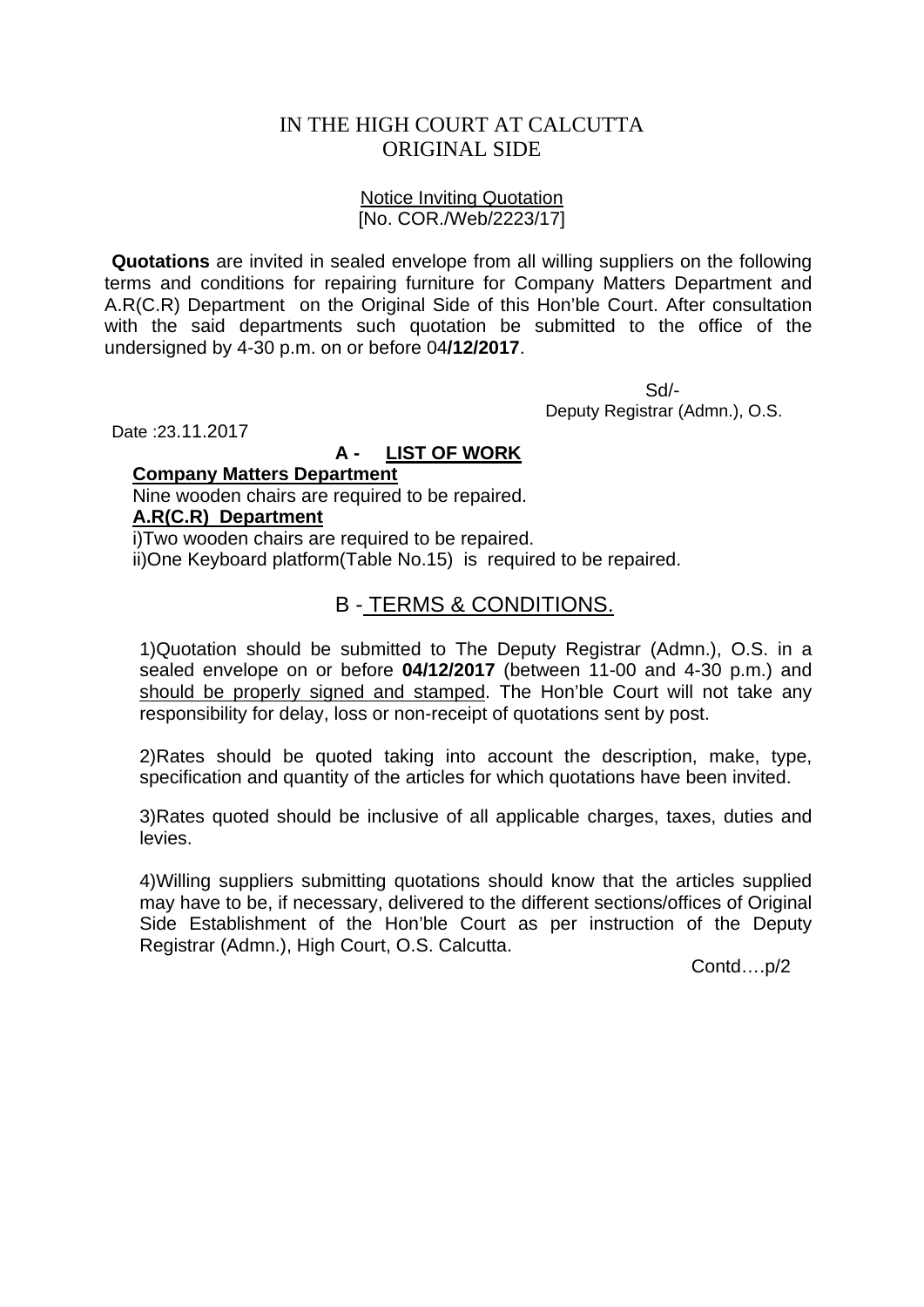# IN THE HIGH COURT AT CALCUTTA
# ORIGINAL SIDE

Notice Inviting Quotation
[No. COR./Web/2223/17]

**Quotations** are invited in sealed envelope from all willing suppliers on the following terms and conditions for repairing furniture for Company Matters Department and A.R(C.R) Department on the Original Side of this Hon'ble Court. After consultation with the said departments such quotation be submitted to the office of the undersigned by 4-30 p.m. on or before 04**/12/2017**.

Sd/-
Deputy Registrar (Admn.), O.S.

Date :23.11.2017

## A - LIST OF WORK

**Company Matters Department**

Nine wooden chairs are required to be repaired.

**A.R(C.R) Department**

i)Two wooden chairs are required to be repaired.

ii)One Keyboard platform(Table No.15) is required to be repaired.

## B - TERMS & CONDITIONS.

1)Quotation should be submitted to The Deputy Registrar (Admn.), O.S. in a sealed envelope on or before **04/12/2017** (between 11-00 and 4-30 p.m.) and should be properly signed and stamped. The Hon'ble Court will not take any responsibility for delay, loss or non-receipt of quotations sent by post.

2)Rates should be quoted taking into account the description, make, type, specification and quantity of the articles for which quotations have been invited.

3)Rates quoted should be inclusive of all applicable charges, taxes, duties and levies.

4)Willing suppliers submitting quotations should know that the articles supplied may have to be, if necessary, delivered to the different sections/offices of Original Side Establishment of the Hon'ble Court as per instruction of the Deputy Registrar (Admn.), High Court, O.S. Calcutta.

Contd….p/2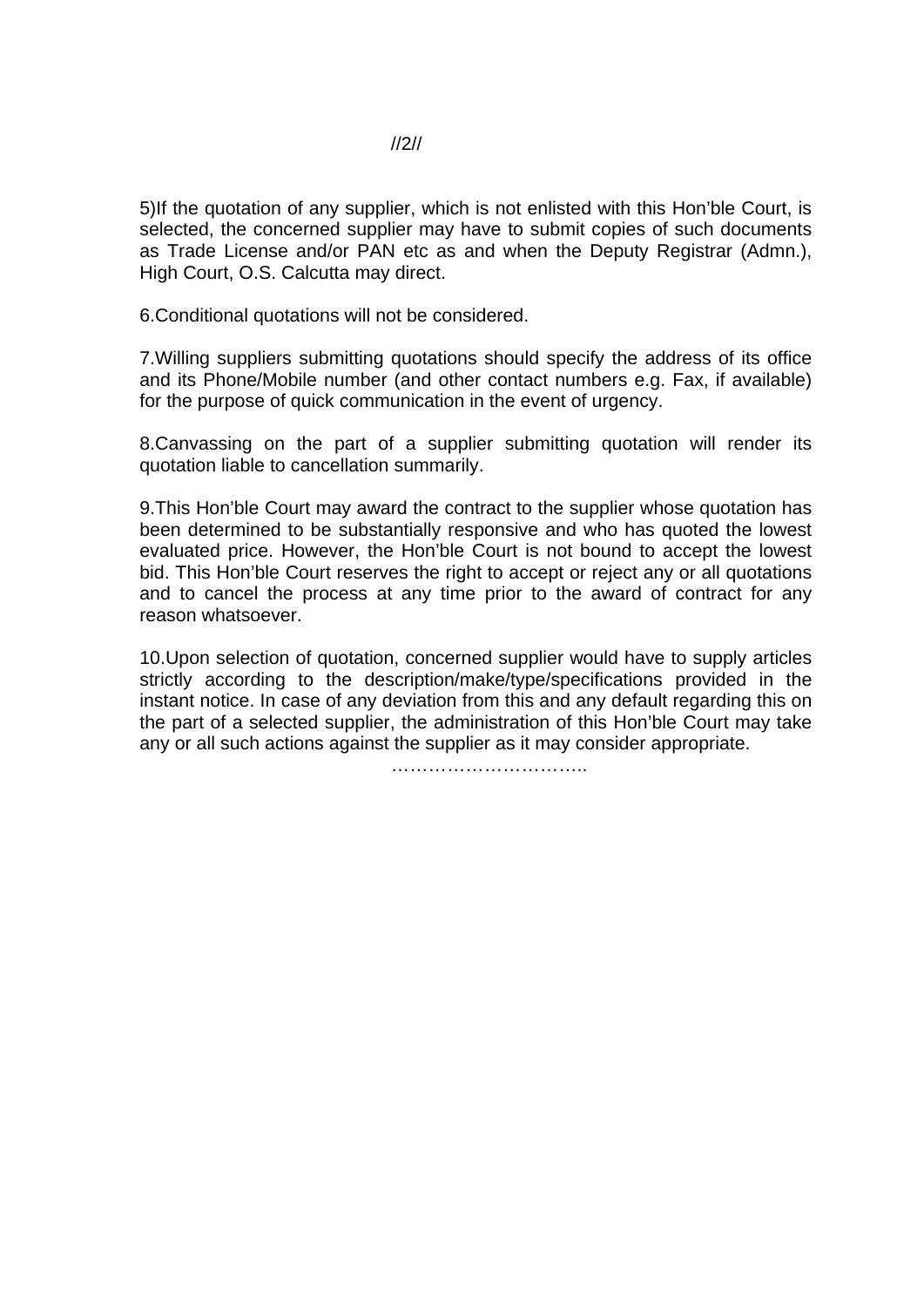5)If the quotation of any supplier, which is not enlisted with this Hon'ble Court, is selected, the concerned supplier may have to submit copies of such documents as Trade License and/or PAN etc as and when the Deputy Registrar (Admn.), High Court, O.S. Calcutta may direct.

6.Conditional quotations will not be considered.

7.Willing suppliers submitting quotations should specify the address of its office and its Phone/Mobile number (and other contact numbers e.g. Fax, if available) for the purpose of quick communication in the event of urgency.

8.Canvassing on the part of a supplier submitting quotation will render its quotation liable to cancellation summarily.

9.This Hon'ble Court may award the contract to the supplier whose quotation has been determined to be substantially responsive and who has quoted the lowest evaluated price. However, the Hon'ble Court is not bound to accept the lowest bid. This Hon'ble Court reserves the right to accept or reject any or all quotations and to cancel the process at any time prior to the award of contract for any reason whatsoever.

10.Upon selection of quotation, concerned supplier would have to supply articles strictly according to the description/make/type/specifications provided in the instant notice. In case of any deviation from this and any default regarding this on the part of a selected supplier, the administration of this Hon'ble Court may take any or all such actions against the supplier as it may consider appropriate.

…………………………..